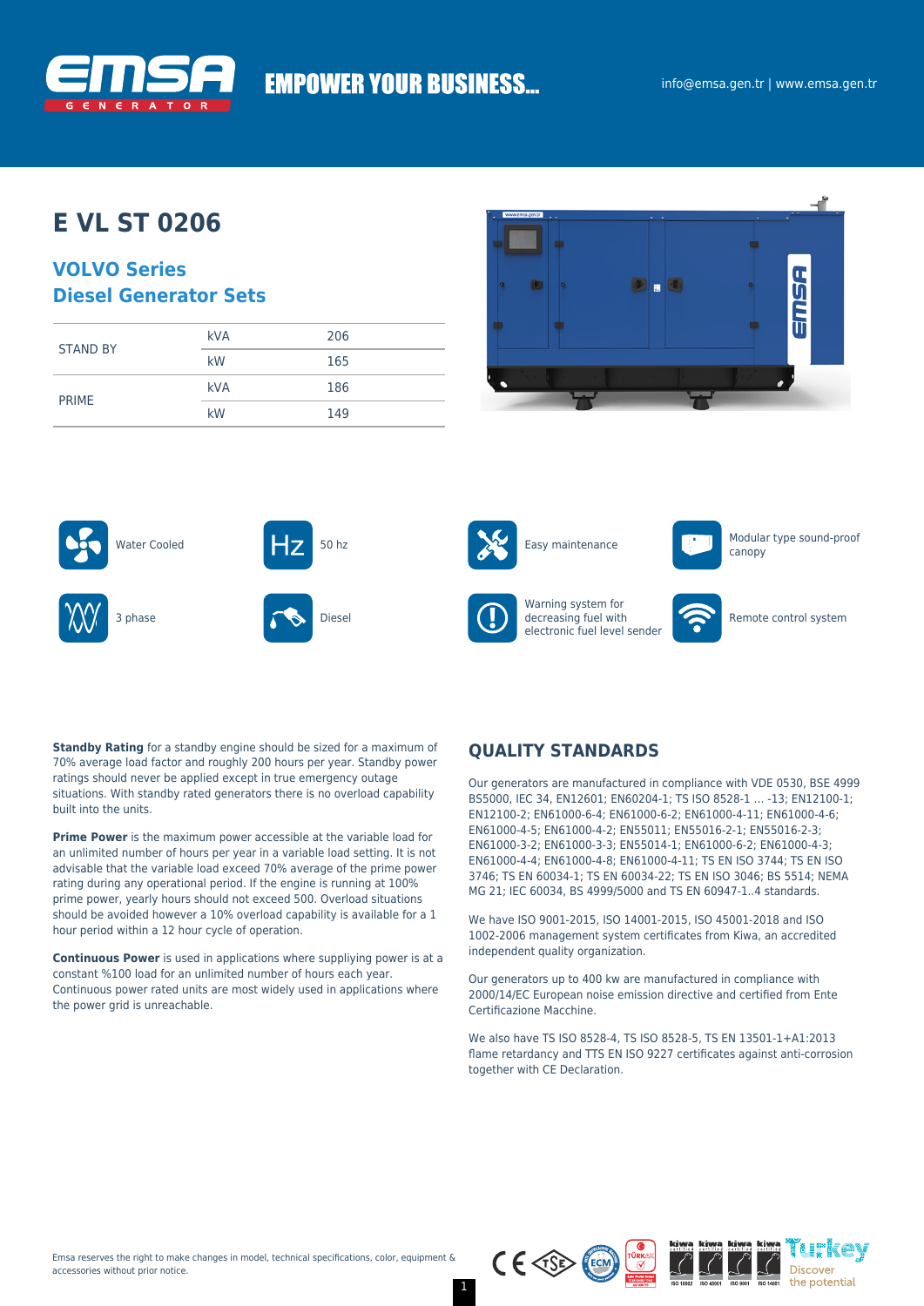EMPOWER YOUR BUSINESS...

info@emsa.gen.tr | www.emsa.gen.tr

# E VL ST 0206

## VOLVO Series
## Diesel Generator Sets

| | | |
|---|---|---|
| STAND BY | kVA | 206 |
| | kW | 165 |
| PRIME | kVA | 186 |
| | kW | 149 |

- Water Cooled
- 50 hz
- Easy maintenance
- Modular type sound-proof canopy
- 3 phase
- Diesel
- Warning system for decreasing fuel with electronic fuel level sender
- Remote control system

**Standby Rating** for a standby engine should be sized for a maximum of 70% average load factor and roughly 200 hours per year. Standby power ratings should never be applied except in true emergency outage situations. With standby rated generators there is no overload capability built into the units.

**Prime Power** is the maximum power accessible at the variable load for an unlimited number of hours per year in a variable load setting. It is not advisable that the variable load exceed 70% average of the prime power rating during any operational period. If the engine is running at 100% prime power, yearly hours should not exceed 500. Overload situations should be avoided however a 10% overload capability is available for a 1 hour period within a 12 hour cycle of operation.

**Continuous Power** is used in applications where suppliying power is at a constant %100 load for an unlimited number of hours each year. Continuous power rated units are most widely used in applications where the power grid is unreachable.

## QUALITY STANDARDS

Our generators are manufactured in compliance with VDE 0530, BSE 4999 BS5000, IEC 34, EN12601; EN60204-1; TS ISO 8528-1 ... -13; EN12100-1; EN12100-2; EN61000-6-4; EN61000-6-2; EN61000-4-11; EN61000-4-6; EN61000-4-5; EN61000-4-2; EN55011; EN55016-2-1; EN55016-2-3; EN61000-3-2; EN61000-3-3; EN55014-1; EN61000-6-2; EN61000-4-3; EN61000-4-4; EN61000-4-8; EN61000-4-11; TS EN ISO 3744; TS EN ISO 3746; TS EN 60034-1; TS EN 60034-22; TS EN ISO 3046; BS 5514; NEMA MG 21; IEC 60034, BS 4999/5000 and TS EN 60947-1..4 standards.

We have ISO 9001-2015, ISO 14001-2015, ISO 45001-2018 and ISO 1002-2006 management system certificates from Kiwa, an accredited independent quality organization.

Our generators up to 400 kw are manufactured in compliance with 2000/14/EC European noise emission directive and certified from Ente Certificazione Macchine.

We also have TS ISO 8528-4, TS ISO 8528-5, TS EN 13501-1+A1:2013 flame retardancy and TTS EN ISO 9227 certificates against anti-corrosion together with CE Declaration.

Emsa reserves the right to make changes in model, technical specifications, color, equipment & accessories without prior notice.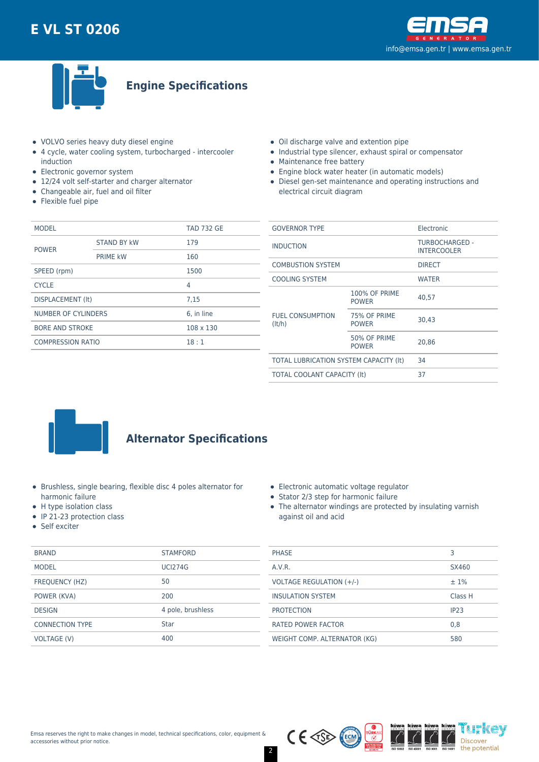# E VL ST 0206

info@emsa.gen.tr | www.emsa.gen.tr

## Engine Specifications

- VOLVO series heavy duty diesel engine
- 4 cycle, water cooling system, turbocharged - intercooler induction
- Electronic governor system
- 12/24 volt self-starter and charger alternator
- Changeable air, fuel and oil filter
- Flexible fuel pipe
- Oil discharge valve and extention pipe
- Industrial type silencer, exhaust spiral or compensator
- Maintenance free battery
- Engine block water heater (in automatic models)
- Diesel gen-set maintenance and operating instructions and electrical circuit diagram

| MODEL | | TAD 732 GE |
|---|---|---|
| POWER | STAND BY kW | 179 |
| | PRIME kW | 160 |
| SPEED (rpm) | | 1500 |
| CYCLE | | 4 |
| DISPLACEMENT (lt) | | 7,15 |
| NUMBER OF CYLINDERS | | 6, in line |
| BORE AND STROKE | | 108 x 130 |
| COMPRESSION RATIO | | 18 : 1 |

| GOVERNOR TYPE | | Electronic |
|---|---|---|
| INDUCTION | | TURBOCHARGED - INTERCOOLER |
| COMBUSTION SYSTEM | | DIRECT |
| COOLING SYSTEM | | WATER |
| FUEL CONSUMPTION (lt/h) | 100% OF PRIME POWER | 40,57 |
| | 75% OF PRIME POWER | 30,43 |
| | 50% OF PRIME POWER | 20,86 |
| TOTAL LUBRICATION SYSTEM CAPACITY (lt) | | 34 |
| TOTAL COOLANT CAPACITY (lt) | | 37 |

## Alternator Specifications

- Brushless, single bearing, flexible disc 4 poles alternator for harmonic failure
- H type isolation class
- IP 21-23 protection class
- Self exciter
- Electronic automatic voltage regulator
- Stator 2/3 step for harmonic failure
- The alternator windings are protected by insulating varnish against oil and acid

| BRAND | STAMFORD |
|---|---|
| MODEL | UCI274G |
| FREQUENCY (HZ) | 50 |
| POWER (KVA) | 200 |
| DESIGN | 4 pole, brushless |
| CONNECTION TYPE | Star |
| VOLTAGE (V) | 400 |

| PHASE | 3 |
|---|---|
| A.V.R. | SX460 |
| VOLTAGE REGULATION (+/-) | ± 1% |
| INSULATION SYSTEM | Class H |
| PROTECTION | IP23 |
| RATED POWER FACTOR | 0,8 |
| WEIGHT COMP. ALTERNATOR (KG) | 580 |

Emsa reserves the right to make changes in model, technical specifications, color, equipment & accessories without prior notice.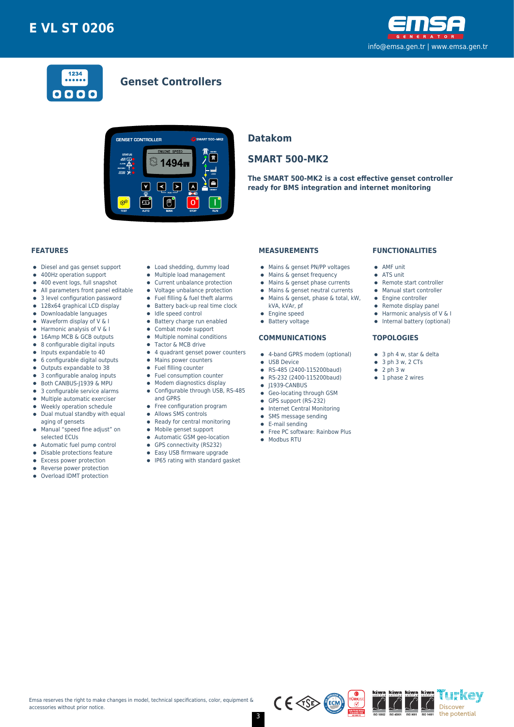# E VL ST 0206

info@emsa.gen.tr | www.emsa.gen.tr

## Genset Controllers

## Datakom

## SMART 500-MK2

**The SMART 500-MK2 is a cost effective genset controller ready for BMS integration and internet monitoring**

### FEATURES

- Diesel and gas genset support
- 400Hz operation support
- 400 event logs, full snapshot
- All parameters front panel editable
- 3 level configuration password
- 128x64 graphical LCD display
- Downloadable languages
- Waveform display of V & I
- Harmonic analysis of V & I
- 16Amp MCB & GCB outputs
- 8 configurable digital inputs
- Inputs expandable to 40
- 6 configurable digital outputs
- Outputs expandable to 38
- 3 configurable analog inputs
- Both CANBUS-J1939 & MPU
- 3 configurable service alarms
- Multiple automatic exerciser
- Weekly operation schedule
- Dual mutual standby with equal aging of gensets
- Manual "speed fine adjust" on selected ECUs
- Automatic fuel pump control
- Disable protections feature
- Excess power protection
- Reverse power protection
- Overload IDMT protection
- Load shedding, dummy load
- Multiple load management
- Current unbalance protection
- Voltage unbalance protection
- Fuel filling & fuel theft alarms
- Battery back-up real time clock
- Idle speed control
- Battery charge run enabled
- Combat mode support
- Multiple nominal conditions
- Tactor & MCB drive
- 4 quadrant genset power counters
- Mains power counters
- Fuel filling counter
- Fuel consumption counter
- Modem diagnostics display
- Configurable through USB, RS-485 and GPRS
- Free configuration program
- Allows SMS controls
- Ready for central monitoring
- Mobile genset support
- Automatic GSM geo-location
- GPS connectivity (RS232)
- Easy USB firmware upgrade
- IP65 rating with standard gasket

### MEASUREMENTS

- Mains & genset PN/PP voltages
- Mains & genset frequency
- Mains & genset phase currents
- Mains & genset neutral currents
- Mains & genset, phase & total, kW, kVA, kVAr, pf
- Engine speed
- Battery voltage

### COMMUNICATIONS

- 4-band GPRS modem (optional)
- USB Device
- RS-485 (2400-115200baud)
- RS-232 (2400-115200baud)
- J1939-CANBUS
- Geo-locating through GSM
- GPS support (RS-232)
- Internet Central Monitoring
- SMS message sending
- E-mail sending
- Free PC software: Rainbow Plus
- Modbus RTU

### FUNCTIONALITIES

- AMF unit
- ATS unit
- Remote start controller
- Manual start controller
- Engine controller
- Remote display panel
- Harmonic analysis of V & I
- Internal battery (optional)

### TOPOLOGIES

- 3 ph 4 w, star & delta
- 3 ph 3 w, 2 CTs
- 2 ph 3 w
- 1 phase 2 wires

Emsa reserves the right to make changes in model, technical specifications, color, equipment & accessories without prior notice.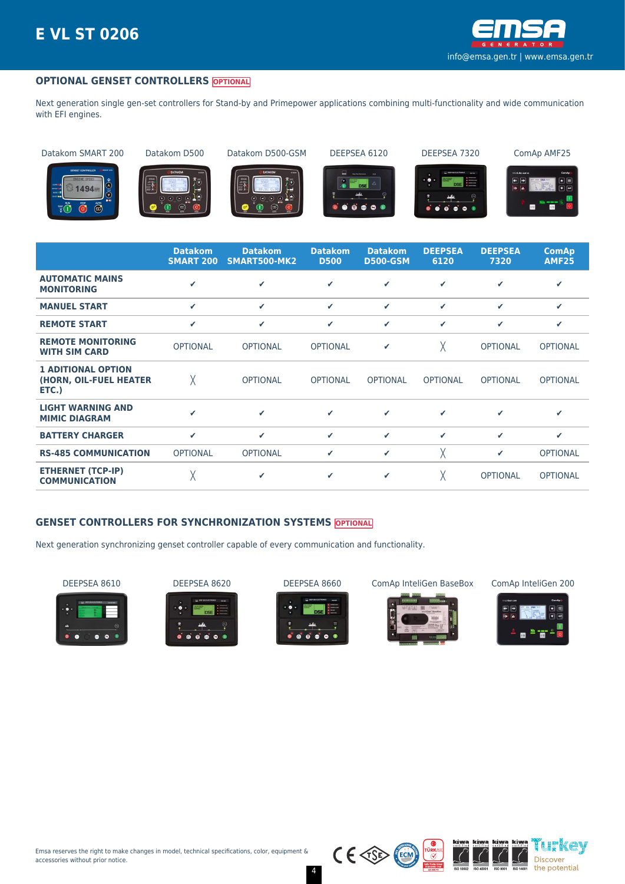## OPTIONAL GENSET CONTROLLERS OPTIONAL

Next generation single gen-set controllers for Stand-by and Primepower applications combining multi-functionality and wide communication with EFI engines.

Datakom SMART 200 | Datakom D500 | Datakom D500-GSM | DEEPSEA 6120 | DEEPSEA 7320 | ComAp AMF25

| | Datakom SMART 200 | Datakom SMART500-MK2 | Datakom D500 | Datakom D500-GSM | DEEPSEA 6120 | DEEPSEA 7320 | ComAp AMF25 |
|---|---|---|---|---|---|---|---|
| AUTOMATIC MAINS MONITORING | ✔ | ✔ | ✔ | ✔ | ✔ | ✔ | ✔ |
| MANUEL START | ✔ | ✔ | ✔ | ✔ | ✔ | ✔ | ✔ |
| REMOTE START | ✔ | ✔ | ✔ | ✔ | ✔ | ✔ | ✔ |
| REMOTE MONITORING WITH SIM CARD | OPTIONAL | OPTIONAL | OPTIONAL | ✔ | ╳ | OPTIONAL | OPTIONAL |
| 1 ADITIONAL OPTION (HORN, OIL-FUEL HEATER ETC.) | ╳ | OPTIONAL | OPTIONAL | OPTIONAL | OPTIONAL | OPTIONAL | OPTIONAL |
| LIGHT WARNING AND MIMIC DIAGRAM | ✔ | ✔ | ✔ | ✔ | ✔ | ✔ | ✔ |
| BATTERY CHARGER | ✔ | ✔ | ✔ | ✔ | ✔ | ✔ | ✔ |
| RS-485 COMMUNICATION | OPTIONAL | OPTIONAL | ✔ | ✔ | ╳ | ✔ | OPTIONAL |
| ETHERNET (TCP-IP) COMMUNICATION | ╳ | ✔ | ✔ | ✔ | ╳ | OPTIONAL | OPTIONAL |

## GENSET CONTROLLERS FOR SYNCHRONIZATION SYSTEMS OPTIONAL

Next generation synchronizing genset controller capable of every communication and functionality.

DEEPSEA 8610 | DEEPSEA 8620 | DEEPSEA 8660 | ComAp InteliGen BaseBox | ComAp InteliGen 200

Emsa reserves the right to make changes in model, technical specifications, color, equipment & accessories without prior notice.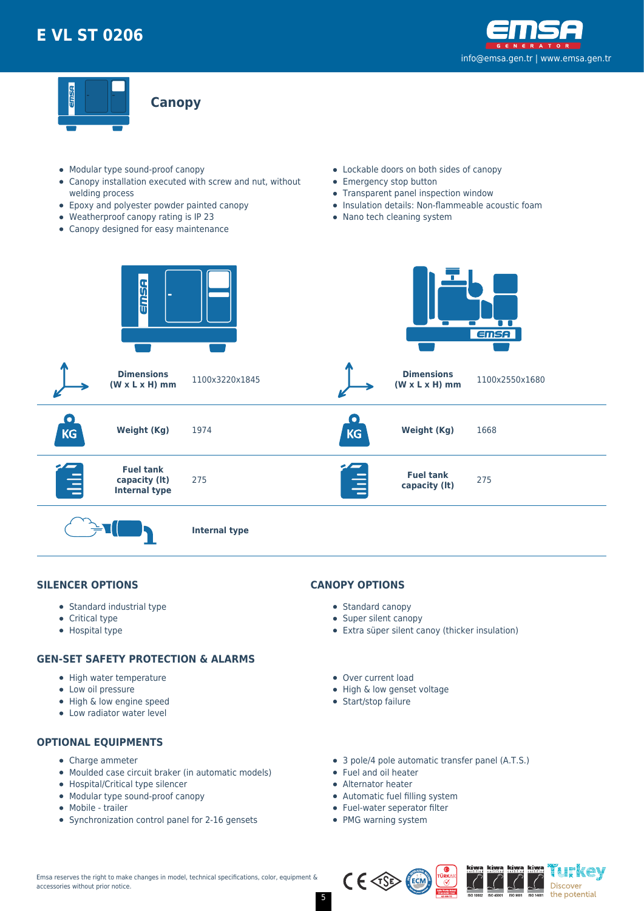# E VL ST 0206

info@emsa.gen.tr | www.emsa.gen.tr

## Canopy

- Modular type sound-proof canopy
- Canopy installation executed with screw and nut, without welding process
- Epoxy and polyester powder painted canopy
- Weatherproof canopy rating is IP 23
- Canopy designed for easy maintenance
- Lockable doors on both sides of canopy
- Emergency stop button
- Transparent panel inspection window
- Insulation details: Non-flammeable acoustic foam
- Nano tech cleaning system

| | | | |
|---|---|---|---|
| Dimensions (W x L x H) mm | 1100x3220x1845 | Dimensions (W x L x H) mm | 1100x2550x1680 |
| Weight (Kg) | 1974 | Weight (Kg) | 1668 |
| Fuel tank capacity (lt) Internal type | 275 | Fuel tank capacity (lt) | 275 |
| Internal type | | | |

## SILENCER OPTIONS

- Standard industrial type
- Critical type
- Hospital type

## CANOPY OPTIONS

- Standard canopy
- Super silent canopy
- Extra süper silent canoy (thicker insulation)

## GEN-SET SAFETY PROTECTION & ALARMS

- High water temperature
- Low oil pressure
- High & low engine speed
- Low radiator water level
- Over current load
- High & low genset voltage
- Start/stop failure

## OPTIONAL EQUIPMENTS

- Charge ammeter
- Moulded case circuit braker (in automatic models)
- Hospital/Critical type silencer
- Modular type sound-proof canopy
- Mobile - trailer
- Synchronization control panel for 2-16 gensets
- 3 pole/4 pole automatic transfer panel (A.T.S.)
- Fuel and oil heater
- Alternator heater
- Automatic fuel filling system
- Fuel-water seperator filter
- PMG warning system

Emsa reserves the right to make changes in model, technical specifications, color, equipment & accessories without prior notice.